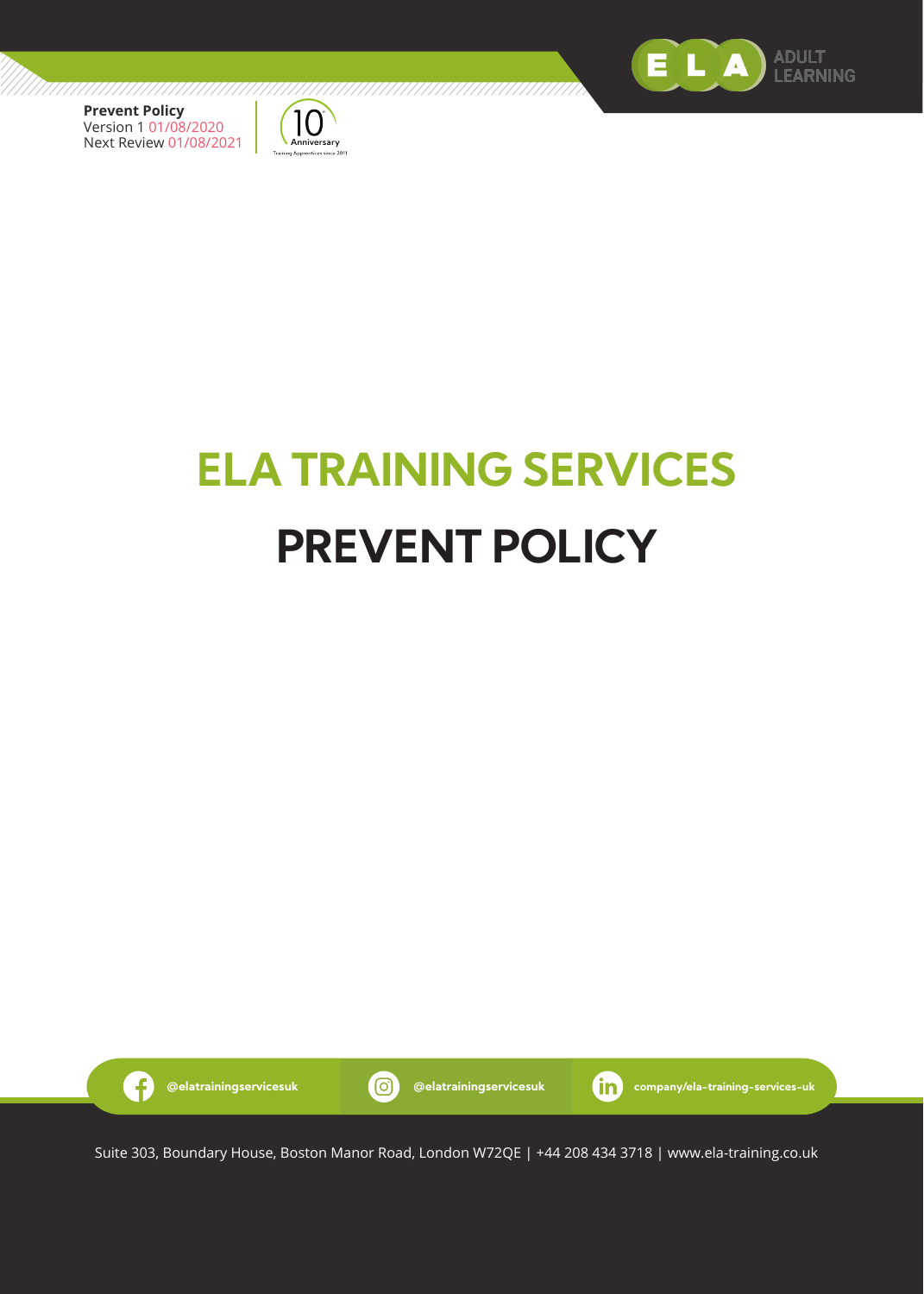**Prevent Policy**
Version 1 01/08/2020
Next Review 01/08/2021

# ELA TRAINING SERVICES

# PREVENT POLICY

@elatrainingservicesuk | @elatrainingservicesuk | company/ela-training-services-uk

Suite 303, Boundary House, Boston Manor Road, London W72QE | +44 208 434 3718 | www.ela-training.co.uk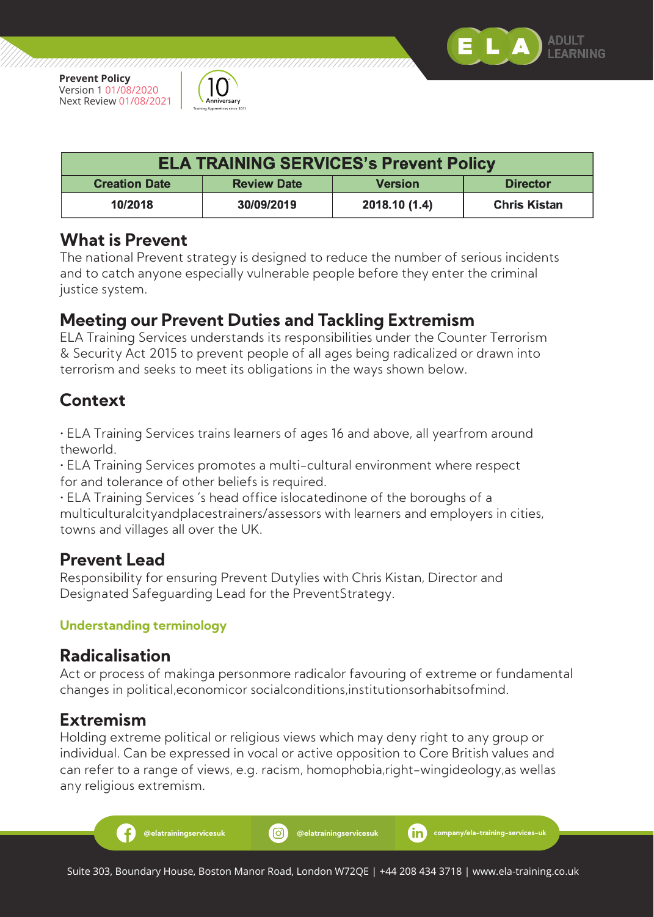| ELA TRAINING SERVICES's Prevent Policy | | | |
|---|---|---|---|
| Creation Date | Review Date | Version | Director |
| 10/2018 | 30/09/2019 | 2018.10 (1.4) | Chris Kistan |

## What is Prevent

The national Prevent strategy is designed to reduce the number of serious incidents and to catch anyone especially vulnerable people before they enter the criminal justice system.

## Meeting our Prevent Duties and Tackling Extremism

ELA Training Services understands its responsibilities under the Counter Terrorism & Security Act 2015 to prevent people of all ages being radicalized or drawn into terrorism and seeks to meet its obligations in the ways shown below.

## Context

- ELA Training Services trains learners of ages 16 and above, all yearfrom around theworld.
- ELA Training Services promotes a multi-cultural environment where respect for and tolerance of other beliefs is required.
- ELA Training Services 's head office islocatedinone of the boroughs of a multiculturalcityandplacestrainers/assessors with learners and employers in cities, towns and villages all over the UK.

## Prevent Lead

Responsibility for ensuring Prevent Dutylies with Chris Kistan, Director and Designated Safeguarding Lead for the PreventStrategy.

### Understanding terminology

## Radicalisation

Act or process of makinga personmore radicalor favouring of extreme or fundamental changes in political,economicor socialconditions,institutionsorhabitsofmind.

## Extremism

Holding extreme political or religious views which may deny right to any group or individual. Can be expressed in vocal or active opposition to Core British values and can refer to a range of views, e.g. racism, homophobia,right-wingideology,as wellas any religious extremism.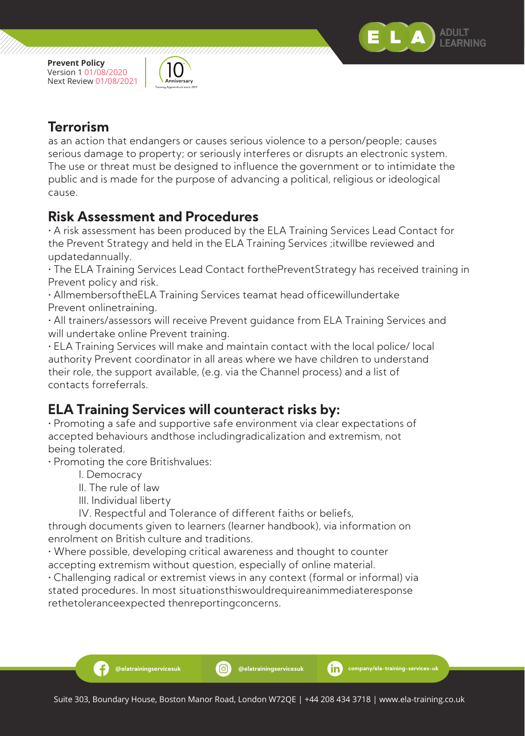## Terrorism

as an action that endangers or causes serious violence to a person/people; causes serious damage to property; or seriously interferes or disrupts an electronic system. The use or threat must be designed to influence the government or to intimidate the public and is made for the purpose of advancing a political, religious or ideological cause.

## Risk Assessment and Procedures

- A risk assessment has been produced by the ELA Training Services Lead Contact for the Prevent Strategy and held in the ELA Training Services ;itwillbe reviewed and updatedannually.
- The ELA Training Services Lead Contact forthePreventStrategy has received training in Prevent policy and risk.
- AllmembersoftheELA Training Services teamat head officewillundertake Prevent onlinetraining.
- All trainers/assessors will receive Prevent guidance from ELA Training Services and will undertake online Prevent training.
- ELA Training Services will make and maintain contact with the local police/ local authority Prevent coordinator in all areas where we have children to understand their role, the support available, (e.g. via the Channel process) and a list of contacts forreferrals.

## ELA Training Services will counteract risks by:

- Promoting a safe and supportive safe environment via clear expectations of accepted behaviours andthose includingradicalization and extremism, not being tolerated.
- Promoting the core Britishvalues:
    I. Democracy
    II. The rule of law
    III. Individual liberty
    IV. Respectful and Tolerance of different faiths or beliefs,

  through documents given to learners (learner handbook), via information on enrolment on British culture and traditions.
- Where possible, developing critical awareness and thought to counter accepting extremism without question, especially of online material.
- Challenging radical or extremist views in any context (formal or informal) via stated procedures. In most situationsthiswouldrequireanimmediateresponse rethetoleranceexpected thenreportingconcerns.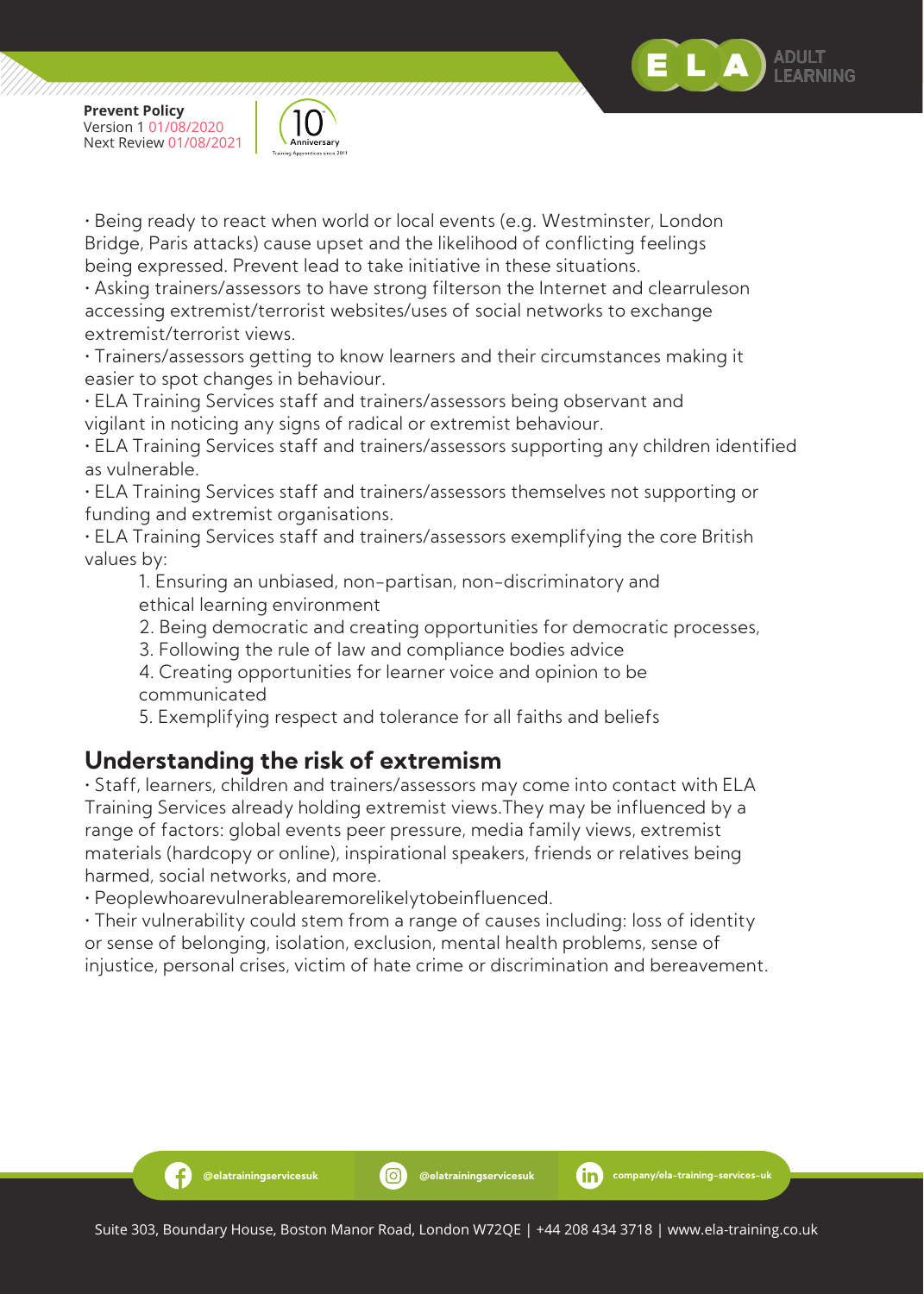• Being ready to react when world or local events (e.g. Westminster, London Bridge, Paris attacks) cause upset and the likelihood of conflicting feelings being expressed. Prevent lead to take initiative in these situations.
• Asking trainers/assessors to have strong filterson the Internet and clearruleson accessing extremist/terrorist websites/uses of social networks to exchange extremist/terrorist views.
• Trainers/assessors getting to know learners and their circumstances making it easier to spot changes in behaviour.
• ELA Training Services staff and trainers/assessors being observant and vigilant in noticing any signs of radical or extremist behaviour.
• ELA Training Services staff and trainers/assessors supporting any children identified as vulnerable.
• ELA Training Services staff and trainers/assessors themselves not supporting or funding and extremist organisations.
• ELA Training Services staff and trainers/assessors exemplifying the core British values by:

1. Ensuring an unbiased, non-partisan, non-discriminatory and ethical learning environment
2. Being democratic and creating opportunities for democratic processes,
3. Following the rule of law and compliance bodies advice
4. Creating opportunities for learner voice and opinion to be communicated
5. Exemplifying respect and tolerance for all faiths and beliefs

## Understanding the risk of extremism

• Staff, learners, children and trainers/assessors may come into contact with ELA Training Services already holding extremist views.They may be influenced by a range of factors: global events peer pressure, media family views, extremist materials (hardcopy or online), inspirational speakers, friends or relatives being harmed, social networks, and more.
• Peoplewhoarevulnerablearemorelikelytobeinfluenced.
• Their vulnerability could stem from a range of causes including: loss of identity or sense of belonging, isolation, exclusion, mental health problems, sense of injustice, personal crises, victim of hate crime or discrimination and bereavement.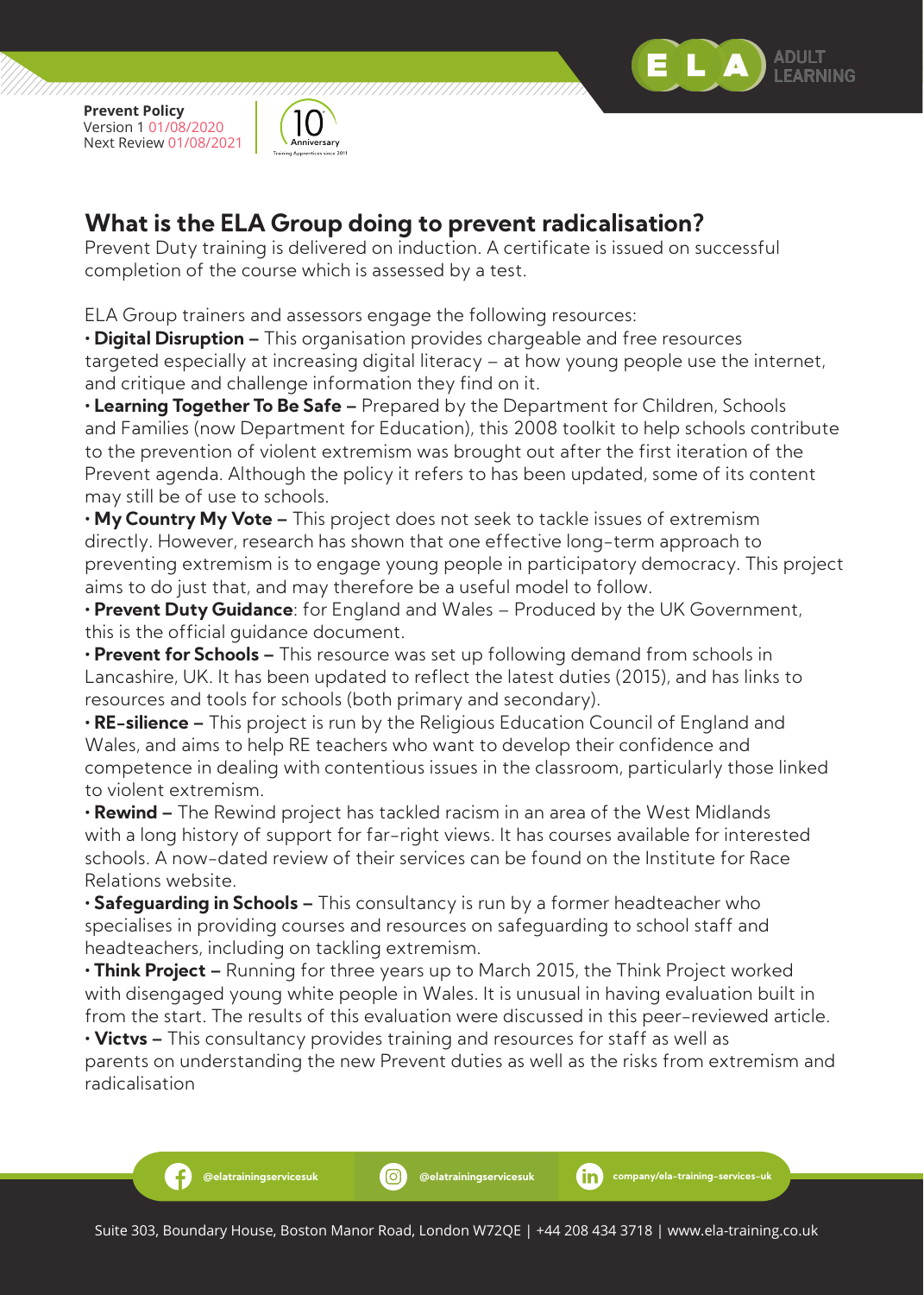## What is the ELA Group doing to prevent radicalisation?

Prevent Duty training is delivered on induction. A certificate is issued on successful completion of the course which is assessed by a test.

ELA Group trainers and assessors engage the following resources:

- **Digital Disruption –** This organisation provides chargeable and free resources targeted especially at increasing digital literacy – at how young people use the internet, and critique and challenge information they find on it.
- **Learning Together To Be Safe –** Prepared by the Department for Children, Schools and Families (now Department for Education), this 2008 toolkit to help schools contribute to the prevention of violent extremism was brought out after the first iteration of the Prevent agenda. Although the policy it refers to has been updated, some of its content may still be of use to schools.
- **My Country My Vote –** This project does not seek to tackle issues of extremism directly. However, research has shown that one effective long-term approach to preventing extremism is to engage young people in participatory democracy. This project aims to do just that, and may therefore be a useful model to follow.
- **Prevent Duty Guidance**: for England and Wales – Produced by the UK Government, this is the official guidance document.
- **Prevent for Schools –** This resource was set up following demand from schools in Lancashire, UK. It has been updated to reflect the latest duties (2015), and has links to resources and tools for schools (both primary and secondary).
- **RE-silience –** This project is run by the Religious Education Council of England and Wales, and aims to help RE teachers who want to develop their confidence and competence in dealing with contentious issues in the classroom, particularly those linked to violent extremism.
- **Rewind –** The Rewind project has tackled racism in an area of the West Midlands with a long history of support for far-right views. It has courses available for interested schools. A now-dated review of their services can be found on the Institute for Race Relations website.
- **Safeguarding in Schools –** This consultancy is run by a former headteacher who specialises in providing courses and resources on safeguarding to school staff and headteachers, including on tackling extremism.
- **Think Project –** Running for three years up to March 2015, the Think Project worked with disengaged young white people in Wales. It is unusual in having evaluation built in from the start. The results of this evaluation were discussed in this peer-reviewed article.
- **Victvs –** This consultancy provides training and resources for staff as well as parents on understanding the new Prevent duties as well as the risks from extremism and radicalisation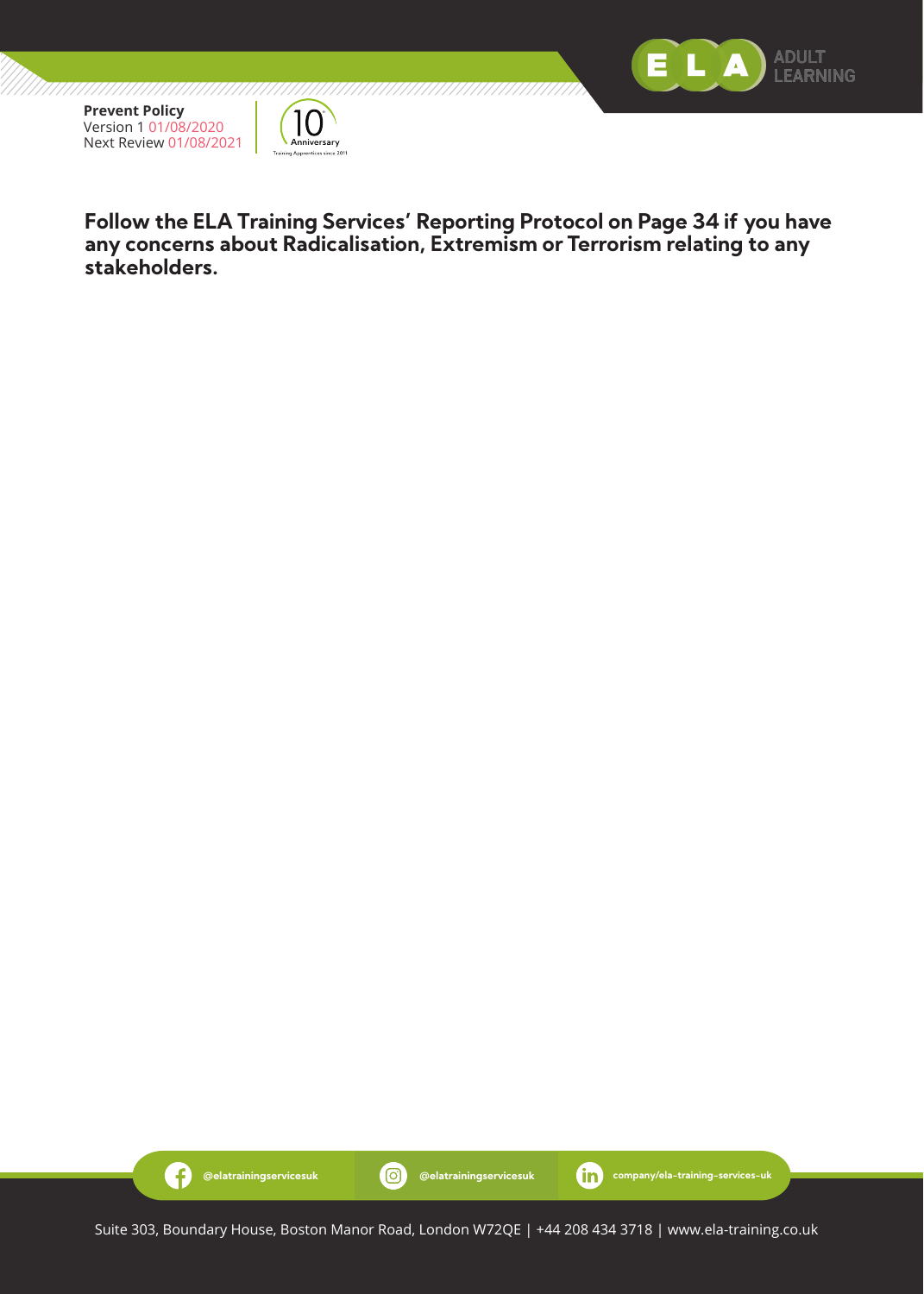**Follow the ELA Training Services' Reporting Protocol on Page 34 if you have any concerns about Radicalisation, Extremism or Terrorism relating to any stakeholders.**